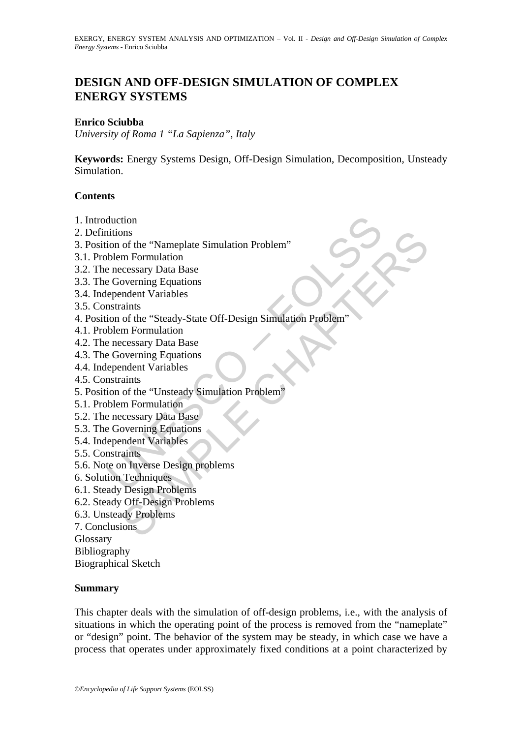# DESIGN AND OFF-DESIGN SIMULATION OF COMPLEX ENERGY SYSTEMS

**Enrico Sciubba**

*University of Roma 1 "La Sapienza", Italy*

**Keywords:** Energy Systems Design, Off-Design Simulation, Decomposition, Unsteady Simulation.

**Contents**

1. Introduction
2. Definitions
3. Position of the "Nameplate Simulation Problem"
3.1. Problem Formulation
3.2. The necessary Data Base
3.3. The Governing Equations
3.4. Independent Variables
3.5. Constraints
4. Position of the "Steady-State Off-Design Simulation Problem"
4.1. Problem Formulation
4.2. The necessary Data Base
4.3. The Governing Equations
4.4. Independent Variables
4.5. Constraints
5. Position of the "Unsteady Simulation Problem"
5.1. Problem Formulation
5.2. The necessary Data Base
5.3. The Governing Equations
5.4. Independent Variables
5.5. Constraints
5.6. Note on Inverse Design problems
6. Solution Techniques
6.1. Steady Design Problems
6.2. Steady Off-Design Problems
6.3. Unsteady Problems
7. Conclusions

Glossary

Bibliography

Biographical Sketch

**Summary**

This chapter deals with the simulation of off-design problems, i.e., with the analysis of situations in which the operating point of the process is removed from the "nameplate" or "design" point. The behavior of the system may be steady, in which case we have a process that operates under approximately fixed conditions at a point characterized by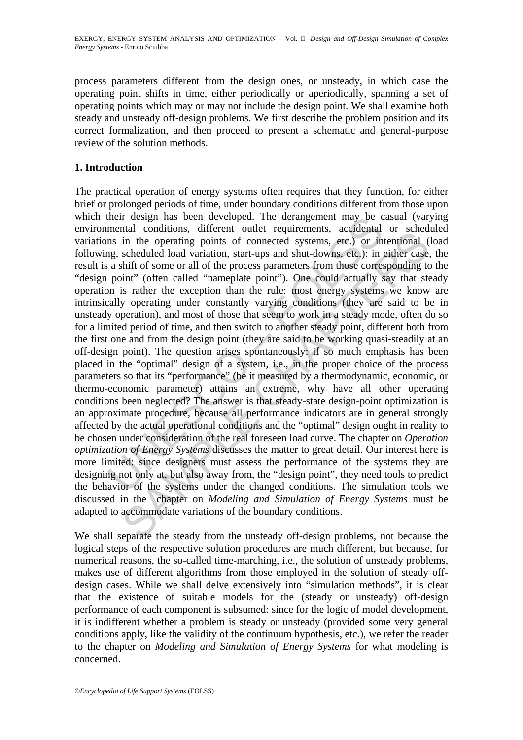process parameters different from the design ones, or unsteady, in which case the operating point shifts in time, either periodically or aperiodically, spanning a set of operating points which may or may not include the design point. We shall examine both steady and unsteady off-design problems. We first describe the problem position and its correct formalization, and then proceed to present a schematic and general-purpose review of the solution methods.

## 1. Introduction

The practical operation of energy systems often requires that they function, for either brief or prolonged periods of time, under boundary conditions different from those upon which their design has been developed. The derangement may be casual (varying environmental conditions, different outlet requirements, accidental or scheduled variations in the operating points of connected systems, etc.) or intentional (load following, scheduled load variation, start-ups and shut-downs, etc.): in either case, the result is a shift of some or all of the process parameters from those corresponding to the "design point" (often called "nameplate point"). One could actually say that steady operation is rather the exception than the rule: most energy systems we know are intrinsically operating under constantly varying conditions (they are said to be in unsteady operation), and most of those that seem to work in a steady mode, often do so for a limited period of time, and then switch to another steady point, different both from the first one and from the design point (they are said to be working quasi-steadily at an off-design point). The question arises spontaneously: if so much emphasis has been placed in the "optimal" design of a system, i.e., in the proper choice of the process parameters so that its "performance" (be it measured by a thermodynamic, economic, or thermo-economic parameter) attains an extreme, why have all other operating conditions been neglected? The answer is that steady-state design-point optimization is an approximate procedure, because all performance indicators are in general strongly affected by the actual operational conditions and the "optimal" design ought in reality to be chosen under consideration of the real foreseen load curve. The chapter on *Operation optimization of Energy Systems* discusses the matter to great detail. Our interest here is more limited: since designers must assess the performance of the systems they are designing not only at, but also away from, the "design point", they need tools to predict the behavior of the systems under the changed conditions. The simulation tools we discussed in the chapter on *Modeling and Simulation of Energy Systems* must be adapted to accommodate variations of the boundary conditions.

We shall separate the steady from the unsteady off-design problems, not because the logical steps of the respective solution procedures are much different, but because, for numerical reasons, the so-called time-marching, i.e., the solution of unsteady problems, makes use of different algorithms from those employed in the solution of steady off-design cases. While we shall delve extensively into "simulation methods", it is clear that the existence of suitable models for the (steady or unsteady) off-design performance of each component is subsumed: since for the logic of model development, it is indifferent whether a problem is steady or unsteady (provided some very general conditions apply, like the validity of the continuum hypothesis, etc.), we refer the reader to the chapter on *Modeling and Simulation of Energy Systems* for what modeling is concerned.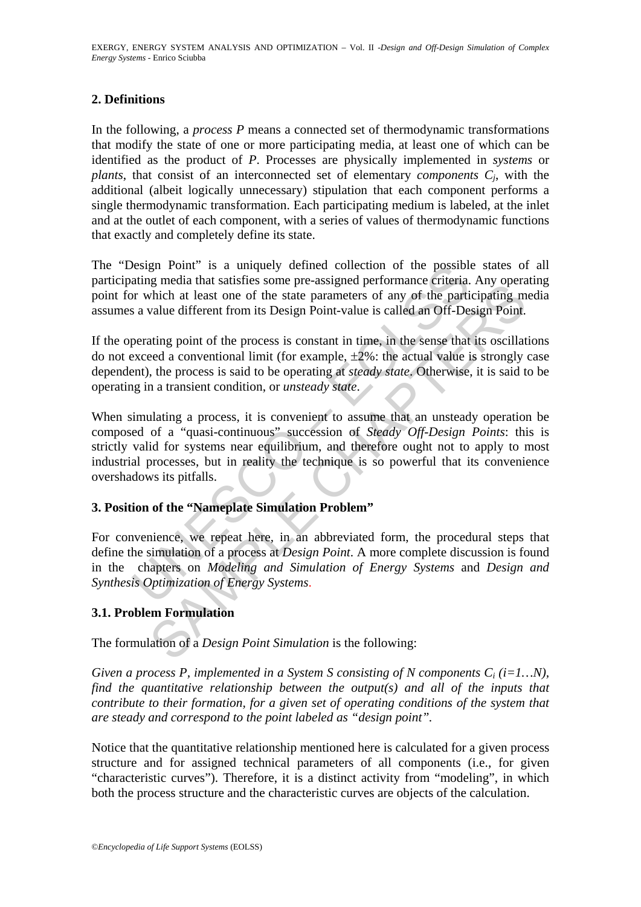## 2. Definitions

In the following, a *process P* means a connected set of thermodynamic transformations that modify the state of one or more participating media, at least one of which can be identified as the product of *P*. Processes are physically implemented in *systems* or *plants*, that consist of an interconnected set of elementary *components* $C_j$, with the additional (albeit logically unnecessary) stipulation that each component performs a single thermodynamic transformation. Each participating medium is labeled, at the inlet and at the outlet of each component, with a series of values of thermodynamic functions that exactly and completely define its state.

The "Design Point" is a uniquely defined collection of the possible states of all participating media that satisfies some pre-assigned performance criteria. Any operating point for which at least one of the state parameters of any of the participating media assumes a value different from its Design Point-value is called an Off-Design Point.

If the operating point of the process is constant in time, in the sense that its oscillations do not exceed a conventional limit (for example, $\pm 2\%$: the actual value is strongly case dependent), the process is said to be operating at *steady state*. Otherwise, it is said to be operating in a transient condition, or *unsteady state*.

When simulating a process, it is convenient to assume that an unsteady operation be composed of a "quasi-continuous" succession of *Steady Off-Design Points*: this is strictly valid for systems near equilibrium, and therefore ought not to apply to most industrial processes, but in reality the technique is so powerful that its convenience overshadows its pitfalls.

## 3. Position of the "Nameplate Simulation Problem"

For convenience, we repeat here, in an abbreviated form, the procedural steps that define the simulation of a process at *Design Point*. A more complete discussion is found in the chapters on *Modeling and Simulation of Energy Systems* and *Design and Synthesis Optimization of Energy Systems*.

### 3.1. Problem Formulation

The formulation of a *Design Point Simulation* is the following:

*Given a process P, implemented in a System S consisting of N components $C_i$ (i=1…N), find the quantitative relationship between the output(s) and all of the inputs that contribute to their formation, for a given set of operating conditions of the system that are steady and correspond to the point labeled as "design point".*

Notice that the quantitative relationship mentioned here is calculated for a given process structure and for assigned technical parameters of all components (i.e., for given "characteristic curves"). Therefore, it is a distinct activity from "modeling", in which both the process structure and the characteristic curves are objects of the calculation.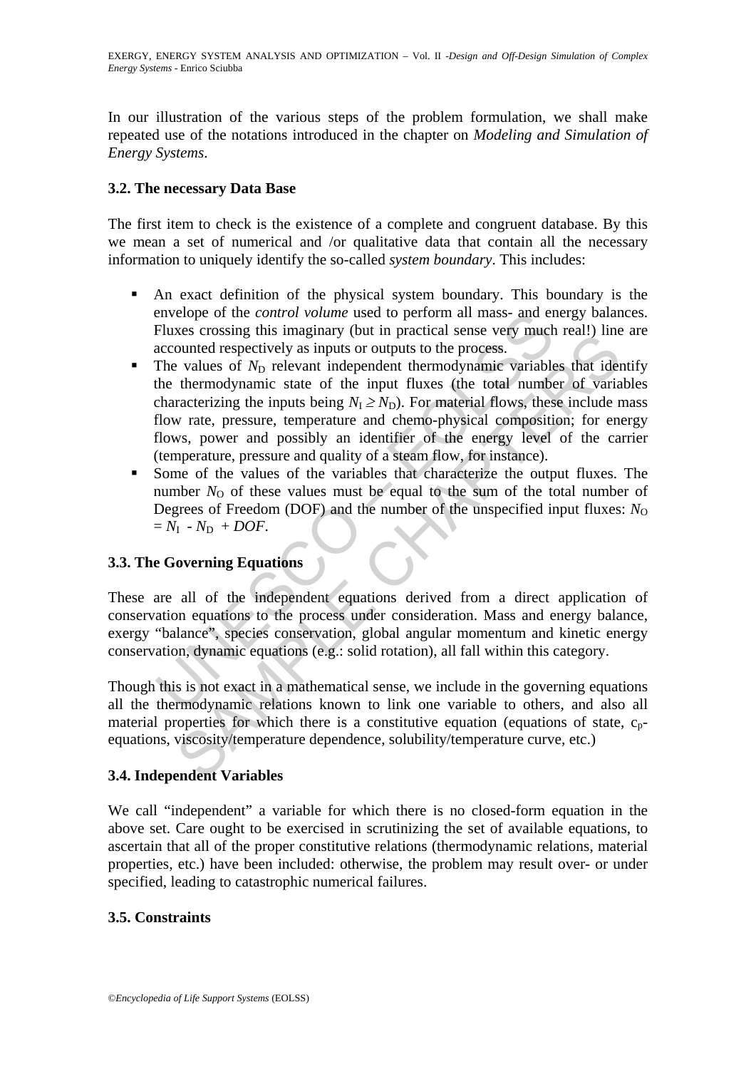In our illustration of the various steps of the problem formulation, we shall make repeated use of the notations introduced in the chapter on *Modeling and Simulation of Energy Systems*.

### 3.2. The necessary Data Base

The first item to check is the existence of a complete and congruent database. By this we mean a set of numerical and /or qualitative data that contain all the necessary information to uniquely identify the so-called *system boundary*. This includes:

- An exact definition of the physical system boundary. This boundary is the envelope of the *control volume* used to perform all mass- and energy balances. Fluxes crossing this imaginary (but in practical sense very much real!) line are accounted respectively as inputs or outputs to the process.
- The values of $N_D$ relevant independent thermodynamic variables that identify the thermodynamic state of the input fluxes (the total number of variables characterizing the inputs being $N_I \geq N_D$). For material flows, these include mass flow rate, pressure, temperature and chemo-physical composition; for energy flows, power and possibly an identifier of the energy level of the carrier (temperature, pressure and quality of a steam flow, for instance).
- Some of the values of the variables that characterize the output fluxes. The number $N_O$ of these values must be equal to the sum of the total number of Degrees of Freedom (DOF) and the number of the unspecified input fluxes: $N_O = N_I - N_D + DOF$.

### 3.3. The Governing Equations

These are all of the independent equations derived from a direct application of conservation equations to the process under consideration. Mass and energy balance, exergy "balance", species conservation, global angular momentum and kinetic energy conservation, dynamic equations (e.g.: solid rotation), all fall within this category.

Though this is not exact in a mathematical sense, we include in the governing equations all the thermodynamic relations known to link one variable to others, and also all material properties for which there is a constitutive equation (equations of state, $c_p$-equations, viscosity/temperature dependence, solubility/temperature curve, etc.)

### 3.4. Independent Variables

We call "independent" a variable for which there is no closed-form equation in the above set. Care ought to be exercised in scrutinizing the set of available equations, to ascertain that all of the proper constitutive relations (thermodynamic relations, material properties, etc.) have been included: otherwise, the problem may result over- or under specified, leading to catastrophic numerical failures.

### 3.5. Constraints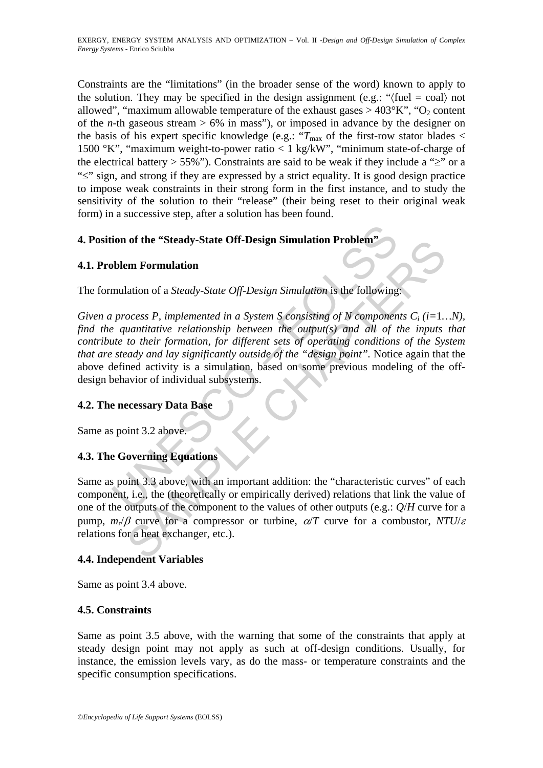Constraints are the "limitations" (in the broader sense of the word) known to apply to the solution. They may be specified in the design assignment (e.g.: "⟨fuel = coal⟩ not allowed", "maximum allowable temperature of the exhaust gases > 403°K", "$O_2$ content of the *n*-th gaseous stream > 6% in mass"), or imposed in advance by the designer on the basis of his expert specific knowledge (e.g.: "$T_{max}$ of the first-row stator blades < 1500 °K", "maximum weight-to-power ratio < 1 kg/kW", "minimum state-of-charge of the electrical battery > 55%"). Constraints are said to be weak if they include a "≥" or a "≤" sign, and strong if they are expressed by a strict equality. It is good design practice to impose weak constraints in their strong form in the first instance, and to study the sensitivity of the solution to their "release" (their being reset to their original weak form) in a successive step, after a solution has been found.

## 4. Position of the "Steady-State Off-Design Simulation Problem"

### 4.1. Problem Formulation

The formulation of a *Steady-State Off-Design Simulation* is the following:

*Given a process P, implemented in a System S consisting of N components $C_i$ ($i$=1…N), find the quantitative relationship between the output(s) and all of the inputs that contribute to their formation, for different sets of operating conditions of the System that are steady and lay significantly outside of the "design point"*. Notice again that the above defined activity is a simulation, based on some previous modeling of the off-design behavior of individual subsystems.

### 4.2. The necessary Data Base

Same as point 3.2 above.

### 4.3. The Governing Equations

Same as point 3.3 above, with an important addition: the "characteristic curves" of each component, i.e., the (theoretically or empirically derived) relations that link the value of one of the outputs of the component to the values of other outputs (e.g.: $Q/H$ curve for a pump, $m_r/\beta$ curve for a compressor or turbine, $\alpha/T$ curve for a combustor, $NTU/\varepsilon$ relations for a heat exchanger, etc.).

### 4.4. Independent Variables

Same as point 3.4 above.

### 4.5. Constraints

Same as point 3.5 above, with the warning that some of the constraints that apply at steady design point may not apply as such at off-design conditions. Usually, for instance, the emission levels vary, as do the mass- or temperature constraints and the specific consumption specifications.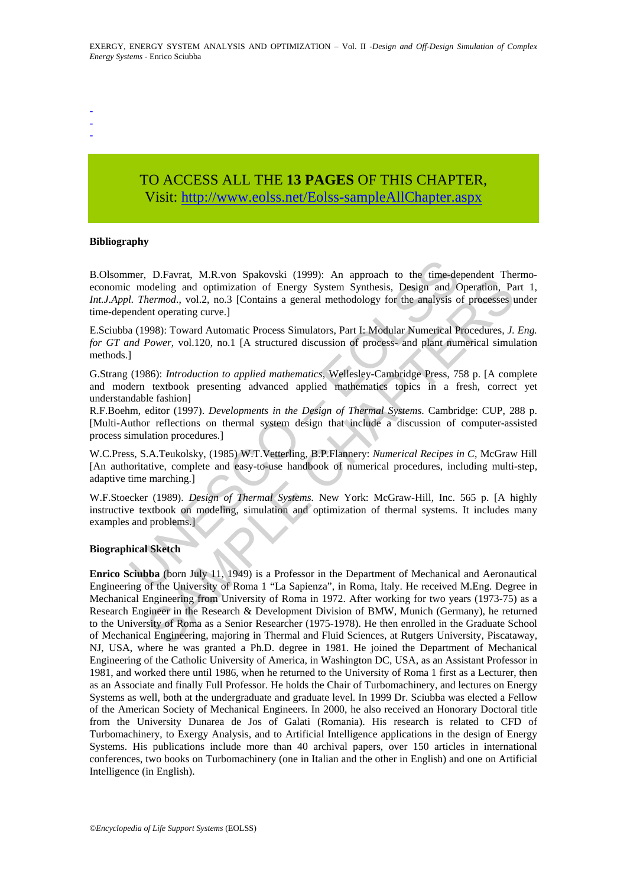-
-
-

TO ACCESS ALL THE **13 PAGES** OF THIS CHAPTER,
Visit: http://www.eolss.net/Eolss-sampleAllChapter.aspx

**Bibliography**

B.Olsommer, D.Favrat, M.R.von Spakovski (1999): An approach to the time-dependent Thermo-economic modeling and optimization of Energy System Synthesis, Design and Operation, Part 1, *Int.J.Appl. Thermod*., vol.2, no.3 [Contains a general methodology for the analysis of processes under time-dependent operating curve.]

E.Sciubba (1998): Toward Automatic Process Simulators, Part I: Modular Numerical Procedures, *J. Eng. for GT and Power*, vol.120, no.1 [A structured discussion of process- and plant numerical simulation methods.]

G.Strang (1986): *Introduction to applied mathematics*, Wellesley-Cambridge Press, 758 p. [A complete and modern textbook presenting advanced applied mathematics topics in a fresh, correct yet understandable fashion]

R.F.Boehm, editor (1997). *Developments in the Design of Thermal Systems.* Cambridge: CUP, 288 p. [Multi-Author reflections on thermal system design that include a discussion of computer-assisted process simulation procedures.]

W.C.Press, S.A.Teukolsky, (1985) W.T.Vetterling, B.P.Flannery: *Numerical Recipes in C*, McGraw Hill [An authoritative, complete and easy-to-use handbook of numerical procedures, including multi-step, adaptive time marching.]

W.F.Stoecker (1989). *Design of Thermal Systems.* New York: McGraw-Hill, Inc. 565 p. [A highly instructive textbook on modeling, simulation and optimization of thermal systems. It includes many examples and problems.]

**Biographical Sketch**

**Enrico Sciubba** (born July 11, 1949) is a Professor in the Department of Mechanical and Aeronautical Engineering of the University of Roma 1 "La Sapienza", in Roma, Italy. He received M.Eng. Degree in Mechanical Engineering from University of Roma in 1972. After working for two years (1973-75) as a Research Engineer in the Research & Development Division of BMW, Munich (Germany), he returned to the University of Roma as a Senior Researcher (1975-1978). He then enrolled in the Graduate School of Mechanical Engineering, majoring in Thermal and Fluid Sciences, at Rutgers University, Piscataway, NJ, USA, where he was granted a Ph.D. degree in 1981. He joined the Department of Mechanical Engineering of the Catholic University of America, in Washington DC, USA, as an Assistant Professor in 1981, and worked there until 1986, when he returned to the University of Roma 1 first as a Lecturer, then as an Associate and finally Full Professor. He holds the Chair of Turbomachinery, and lectures on Energy Systems as well, both at the undergraduate and graduate level. In 1999 Dr. Sciubba was elected a Fellow of the American Society of Mechanical Engineers. In 2000, he also received an Honorary Doctoral title from the University Dunarea de Jos of Galati (Romania). His research is related to CFD of Turbomachinery, to Exergy Analysis, and to Artificial Intelligence applications in the design of Energy Systems. His publications include more than 40 archival papers, over 150 articles in international conferences, two books on Turbomachinery (one in Italian and the other in English) and one on Artificial Intelligence (in English).